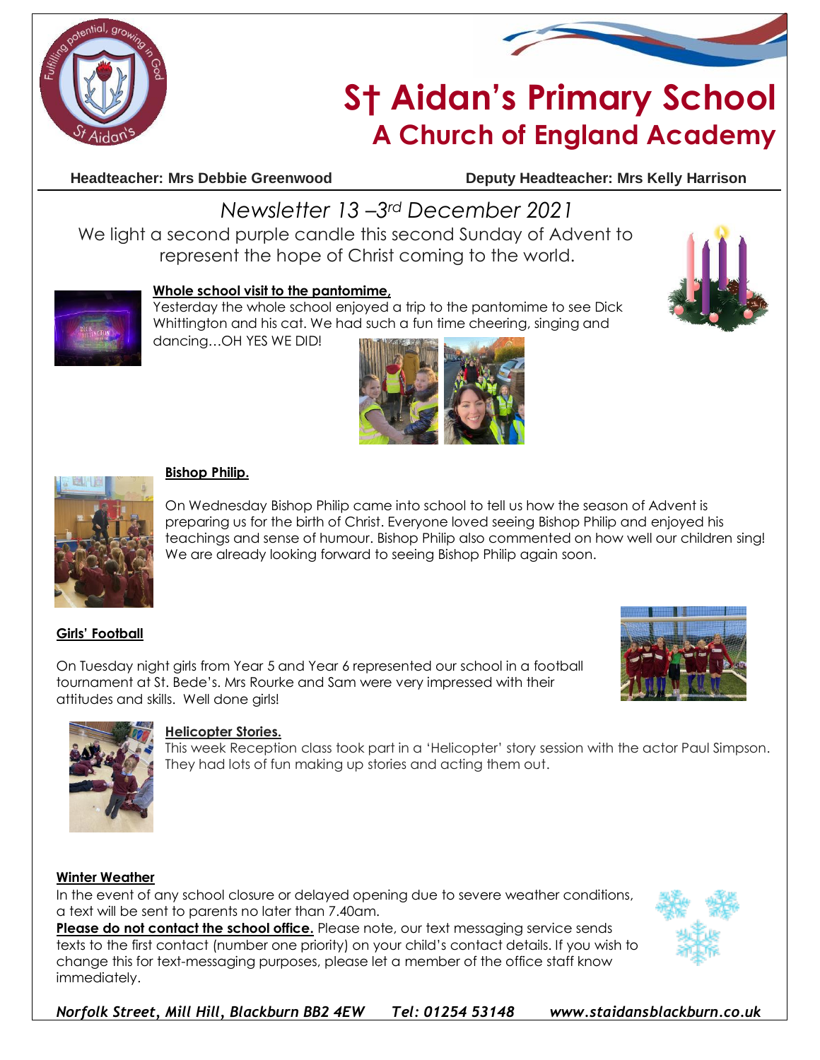# S† Aidan's Primary School
## A Church of England Academy

**Headteacher: Mrs Debbie Greenwood** **Deputy Headteacher: Mrs Kelly Harrison**

*Newsletter 13 –3rd December 2021*

We light a second purple candle this second Sunday of Advent to represent the hope of Christ coming to the world.

### Whole school visit to the pantomime,

Yesterday the whole school enjoyed a trip to the pantomime to see Dick Whittington and his cat. We had such a fun time cheering, singing and dancing…OH YES WE DID!

### Bishop Philip.

On Wednesday Bishop Philip came into school to tell us how the season of Advent is preparing us for the birth of Christ. Everyone loved seeing Bishop Philip and enjoyed his teachings and sense of humour. Bishop Philip also commented on how well our children sing! We are already looking forward to seeing Bishop Philip again soon.

### Girls' Football

On Tuesday night girls from Year 5 and Year 6 represented our school in a football tournament at St. Bede's. Mrs Rourke and Sam were very impressed with their attitudes and skills. Well done girls!

### Helicopter Stories.

This week Reception class took part in a 'Helicopter' story session with the actor Paul Simpson. They had lots of fun making up stories and acting them out.

### Winter Weather

In the event of any school closure or delayed opening due to severe weather conditions, a text will be sent to parents no later than 7.40am.

**Please do not contact the school office.** Please note, our text messaging service sends texts to the first contact (number one priority) on your child's contact details. If you wish to change this for text-messaging purposes, please let a member of the office staff know immediately.

*Norfolk Street, Mill Hill, Blackburn BB2 4EW Tel: 01254 53148 www.staidansblackburn.co.uk*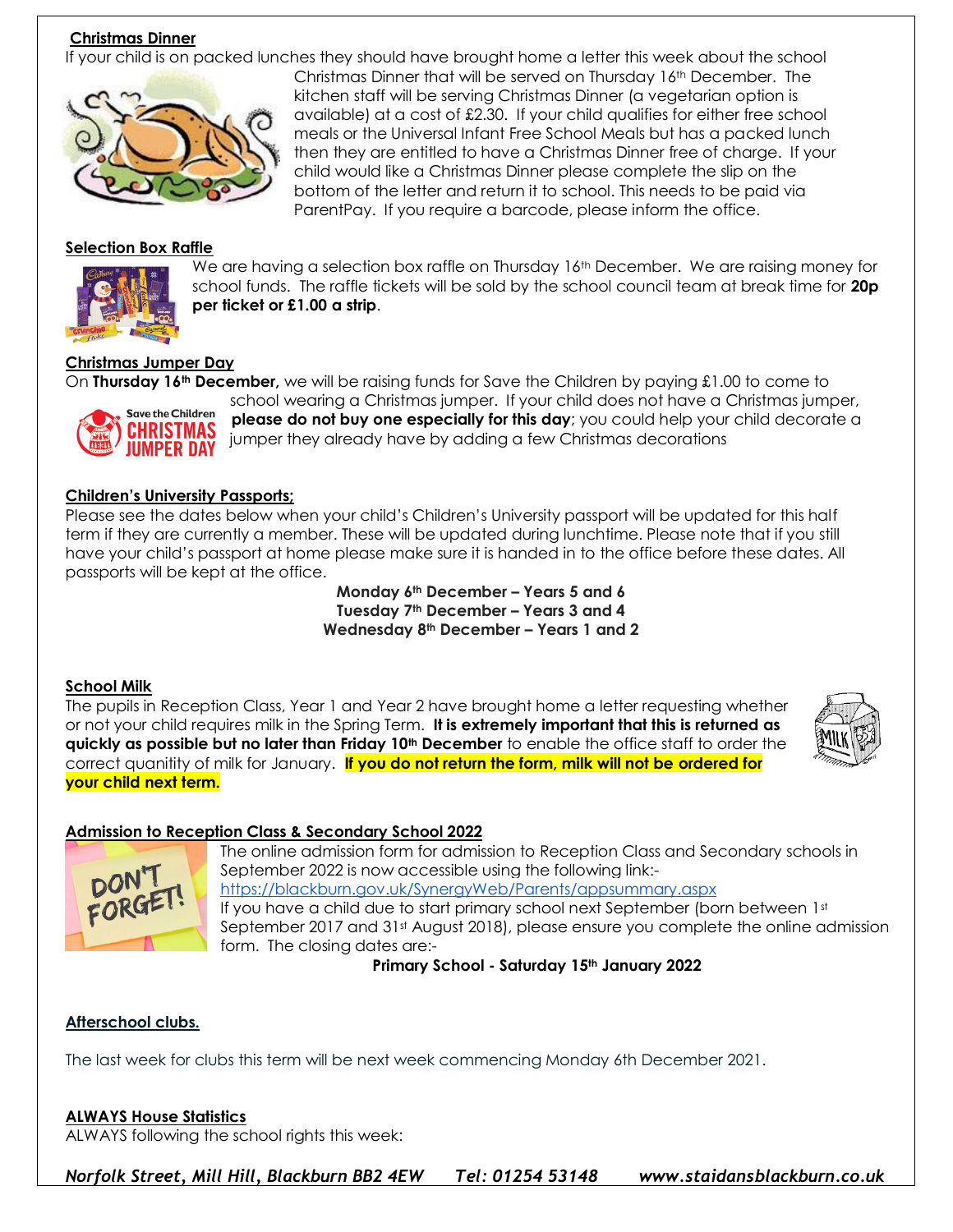## Christmas Dinner

If your child is on packed lunches they should have brought home a letter this week about the school Christmas Dinner that will be served on Thursday 16th December. The kitchen staff will be serving Christmas Dinner (a vegetarian option is available) at a cost of £2.30. If your child qualifies for either free school meals or the Universal Infant Free School Meals but has a packed lunch then they are entitled to have a Christmas Dinner free of charge. If your child would like a Christmas Dinner please complete the slip on the bottom of the letter and return it to school. This needs to be paid via ParentPay. If you require a barcode, please inform the office.

## Selection Box Raffle

We are having a selection box raffle on Thursday 16th December. We are raising money for school funds. The raffle tickets will be sold by the school council team at break time for **20p per ticket or £1.00 a strip**.

## Christmas Jumper Day

On **Thursday 16th December,** we will be raising funds for Save the Children by paying £1.00 to come to school wearing a Christmas jumper. If your child does not have a Christmas jumper, **please do not buy one especially for this day**; you could help your child decorate a jumper they already have by adding a few Christmas decorations

## Children's University Passports;

Please see the dates below when your child's Children's University passport will be updated for this half term if they are currently a member. These will be updated during lunchtime. Please note that if you still have your child's passport at home please make sure it is handed in to the office before these dates. All passports will be kept at the office.

**Monday 6th December – Years 5 and 6**
**Tuesday 7th December – Years 3 and 4**
**Wednesday 8th December – Years 1 and 2**

## School Milk

The pupils in Reception Class, Year 1 and Year 2 have brought home a letter requesting whether or not your child requires milk in the Spring Term. **It is extremely important that this is returned as quickly as possible but no later than Friday 10th December** to enable the office staff to order the correct quanitity of milk for January. **If you do not return the form, milk will not be ordered for your child next term.**

## Admission to Reception Class & Secondary School 2022

The online admission form for admission to Reception Class and Secondary schools in September 2022 is now accessible using the following link:-
https://blackburn.gov.uk/SynergyWeb/Parents/appsummary.aspx
If you have a child due to start primary school next September (born between 1st September 2017 and 31st August 2018), please ensure you complete the online admission form. The closing dates are:-

**Primary School - Saturday 15th January 2022**

## Afterschool clubs.

The last week for clubs this term will be next week commencing Monday 6th December 2021.

## ALWAYS House Statistics

ALWAYS following the school rights this week: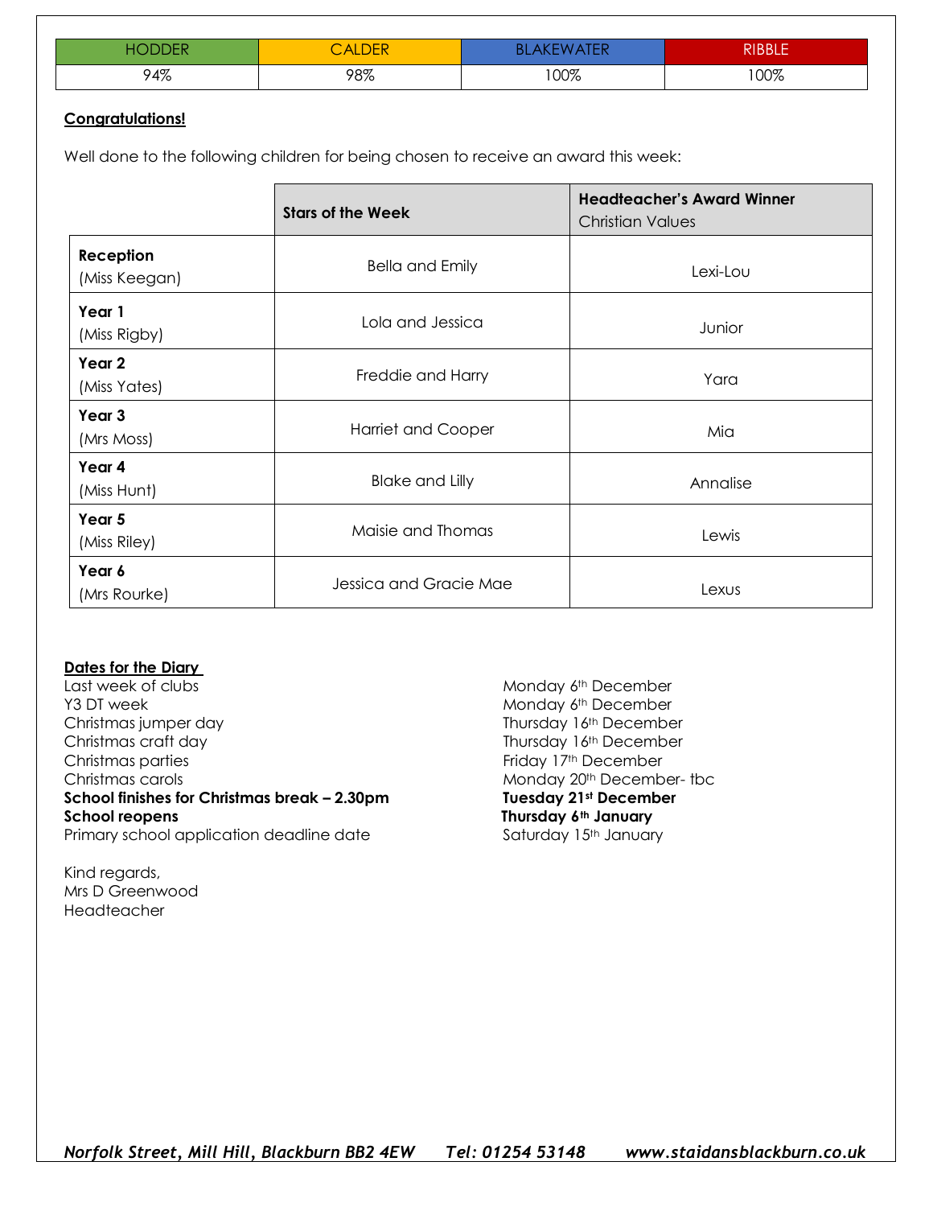| HODDER | CALDER | BLAKEWATER | RIBBLE |
| --- | --- | --- | --- |
| 94% | 98% | 100% | 100% |

**Congratulations!**

Well done to the following children for being chosen to receive an award this week:

| | **Stars of the Week** | **Headteacher's Award Winner** Christian Values |
| --- | --- | --- |
| **Reception** (Miss Keegan) | Bella and Emily | Lexi-Lou |
| **Year 1** (Miss Rigby) | Lola and Jessica | Junior |
| **Year 2** (Miss Yates) | Freddie and Harry | Yara |
| **Year 3** (Mrs Moss) | Harriet and Cooper | Mia |
| **Year 4** (Miss Hunt) | Blake and Lilly | Annalise |
| **Year 5** (Miss Riley) | Maisie and Thomas | Lewis |
| **Year 6** (Mrs Rourke) | Jessica and Gracie Mae | Lexus |

**Dates for the Diary**

| | |
| --- | --- |
| Last week of clubs | Monday 6th December |
| Y3 DT week | Monday 6th December |
| Christmas jumper day | Thursday 16th December |
| Christmas craft day | Thursday 16th December |
| Christmas parties | Friday 17th December |
| Christmas carols | Monday 20th December- tbc |
| **School finishes for Christmas break – 2.30pm** | **Tuesday 21st December** |
| **School reopens** | **Thursday 6th January** |
| Primary school application deadline date | Saturday 15th January |

Kind regards,
Mrs D Greenwood
Headteacher

*Norfolk Street, Mill Hill, Blackburn BB2 4EW Tel: 01254 53148 www.staidansblackburn.co.uk*